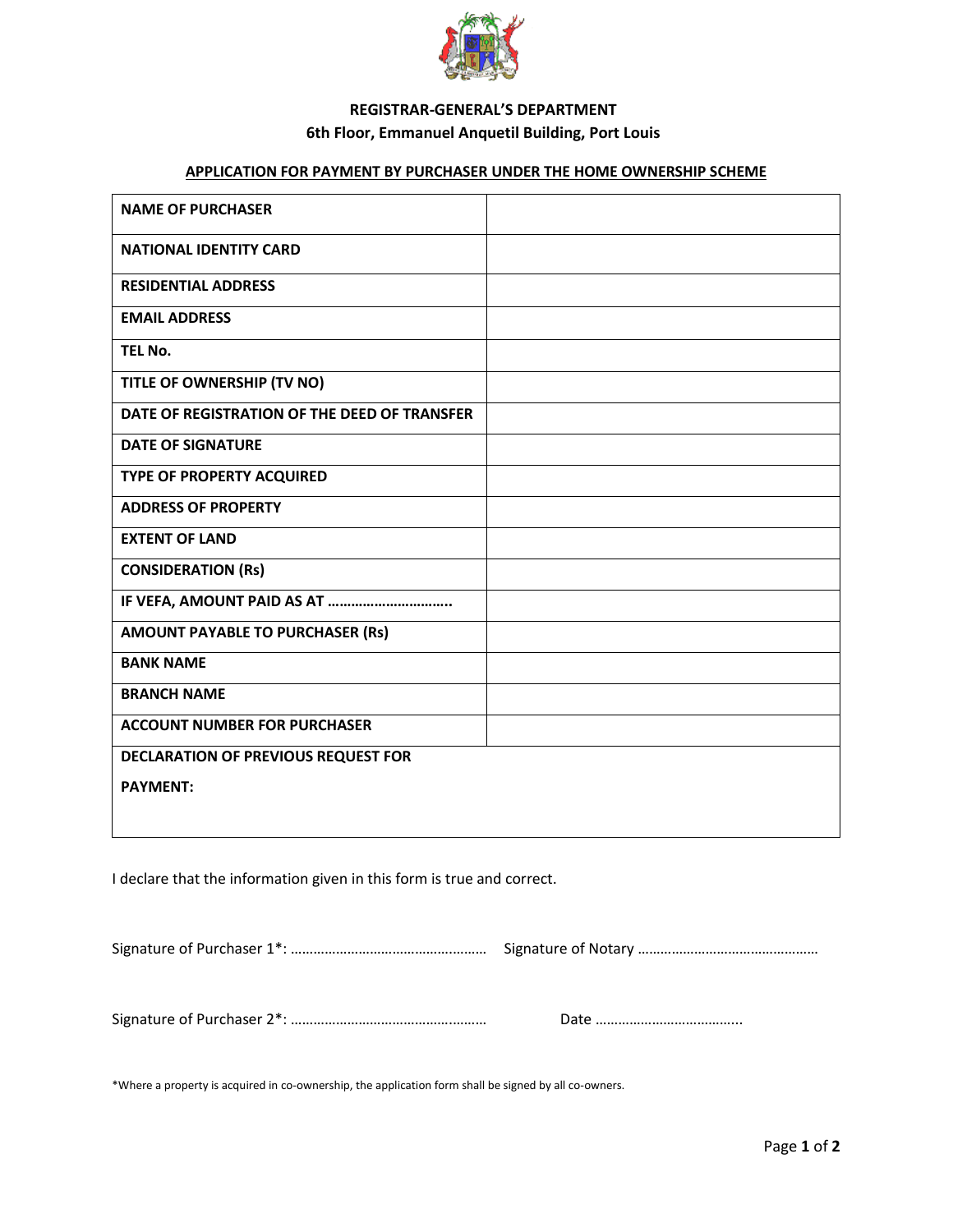**REGISTRAR-GENERAL'S DEPARTMENT**

**6th Floor, Emmanuel Anquetil Building, Port Louis**

**APPLICATION FOR PAYMENT BY PURCHASER UNDER THE HOME OWNERSHIP SCHEME**

| | |
|---|---|
| **NAME OF PURCHASER** | |
| **NATIONAL IDENTITY CARD** | |
| **RESIDENTIAL ADDRESS** | |
| **EMAIL ADDRESS** | |
| **TEL No.** | |
| **TITLE OF OWNERSHIP (TV NO)** | |
| **DATE OF REGISTRATION OF THE DEED OF TRANSFER** | |
| **DATE OF SIGNATURE** | |
| **TYPE OF PROPERTY ACQUIRED** | |
| **ADDRESS OF PROPERTY** | |
| **EXTENT OF LAND** | |
| **CONSIDERATION (Rs)** | |
| **IF VEFA, AMOUNT PAID AS AT …………………………..** | |
| **AMOUNT PAYABLE TO PURCHASER (Rs)** | |
| **BANK NAME** | |
| **BRANCH NAME** | |
| **ACCOUNT NUMBER FOR PURCHASER** | |
| **DECLARATION OF PREVIOUS REQUEST FOR PAYMENT:** | |

I declare that the information given in this form is true and correct.

Signature of Purchaser 1*: ……………………………………………… Signature of Notary …………………………………………

Signature of Purchaser 2*: ……………………………………………… Date ………………………………..

*Where a property is acquired in co-ownership, the application form shall be signed by all co-owners.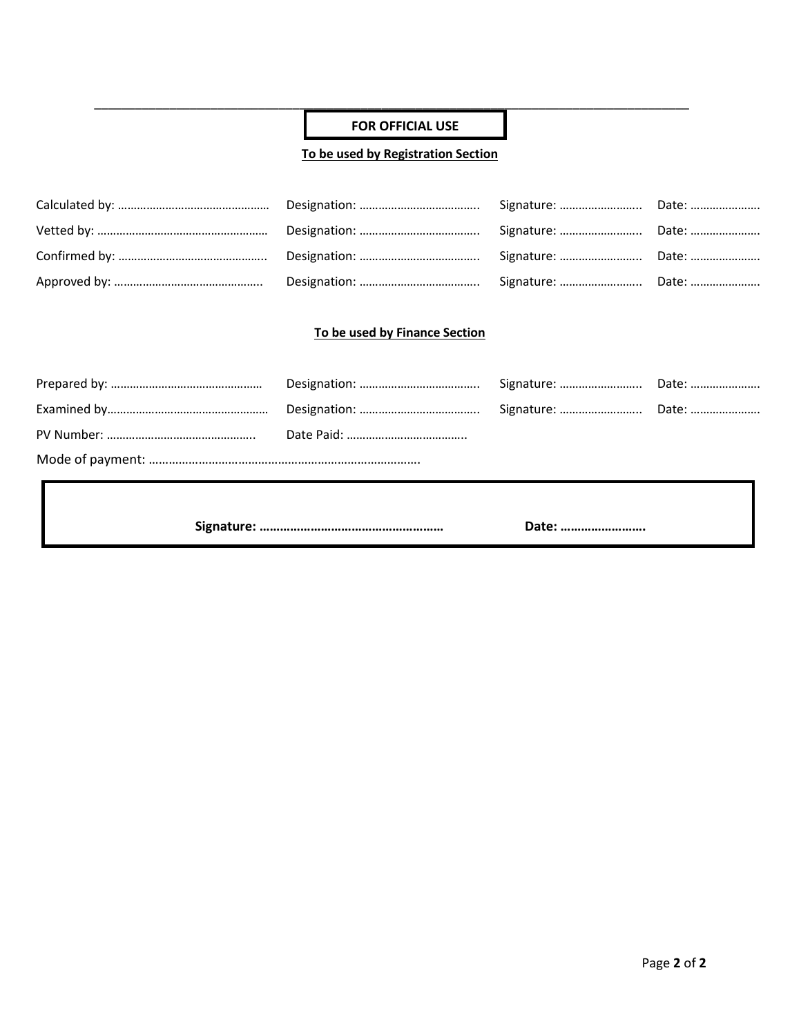---

**FOR OFFICIAL USE**

**To be used by Registration Section**

Calculated by: ………………………………………… Designation: ……………………………….. Signature: …………………….. Date: ………………….

Vetted by: ……………………………………………… Designation: ……………………………….. Signature: …………………….. Date: ………………….

Confirmed by: ……………………………………….. Designation: ……………………………….. Signature: …………………….. Date: ………………….

Approved by: ……………………………………….. Designation: ……………………………….. Signature: …………………….. Date: ………………….

**To be used by Finance Section**

Prepared by: ………………………………………… Designation: ……………………………….. Signature: …………………….. Date: ………………….

Examined by…………………………………………… Designation: ……………………………….. Signature: …………………….. Date: ………………….

PV Number: ……………………………………….. Date Paid: ………………………………..

Mode of payment: ……………………………………………………………………….

**Signature: ………………………………………………** **Date: …………………….**